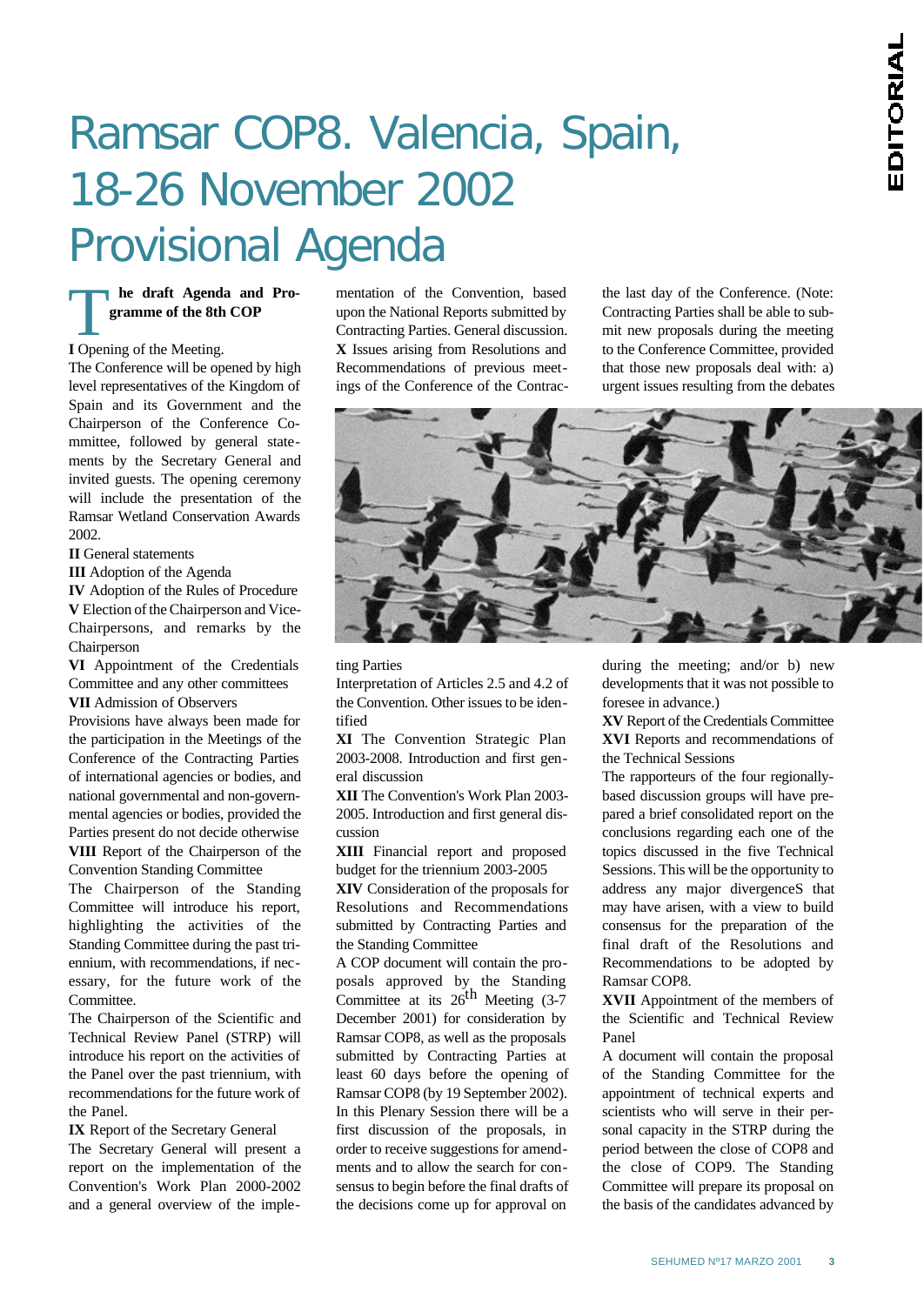# Ramsar COP8. Valencia, Spain, 18-26 November 2002 Provisional Agenda

**The draft Agenda and Programme of the 8th COP**

**I** Opening of the Meeting.

The Conference will be opened by high level representatives of the Kingdom of Spain and its Government and the Chairperson of the Conference Committee, followed by general statements by the Secretary General and invited guests. The opening ceremony will include the presentation of the Ramsar Wetland Conservation Awards 2002.

**II** General statements

**III** Adoption of the Agenda

**IV** Adoption of the Rules of Procedure

**V** Election of the Chairperson and Vice-Chairpersons, and remarks by the Chairperson

**VI** Appointment of the Credentials Committee and any other committees

**VII** Admission of Observers

Provisions have always been made for the participation in the Meetings of the Conference of the Contracting Parties of international agencies or bodies, and national governmental and non-governmental agencies or bodies, provided the Parties present do not decide otherwise

**VIII** Report of the Chairperson of the Convention Standing Committee

The Chairperson of the Standing Committee will introduce his report, highlighting the activities of the Standing Committee during the past triennium, with recommendations, if necessary, for the future work of the Committee.

The Chairperson of the Scientific and Technical Review Panel (STRP) will introduce his report on the activities of the Panel over the past triennium, with recommendations for the future work of the Panel.

**IX** Report of the Secretary General

The Secretary General will present a report on the implementation of the Convention's Work Plan 2000-2002 and a general overview of the implementation of the Convention, based upon the National Reports submitted by Contracting Parties. General discussion.

**X** Issues arising from Resolutions and Recommendations of previous meetings of the Conference of the Contracting Parties

Interpretation of Articles 2.5 and 4.2 of the Convention. Other issues to be identified

**XI** The Convention Strategic Plan 2003-2008. Introduction and first general discussion

**XII** The Convention's Work Plan 2003-2005. Introduction and first general discussion

**XIII** Financial report and proposed budget for the triennium 2003-2005

**XIV** Consideration of the proposals for Resolutions and Recommendations submitted by Contracting Parties and the Standing Committee

A COP document will contain the proposals approved by the Standing Committee at its 26th Meeting (3-7 December 2001) for consideration by Ramsar COP8, as well as the proposals submitted by Contracting Parties at least 60 days before the opening of Ramsar COP8 (by 19 September 2002). In this Plenary Session there will be a first discussion of the proposals, in order to receive suggestions for amendments and to allow the search for consensus to begin before the final drafts of the decisions come up for approval on the last day of the Conference. (Note: Contracting Parties shall be able to submit new proposals during the meeting to the Conference Committee, provided that those new proposals deal with: a) urgent issues resulting from the debates during the meeting; and/or b) new developments that it was not possible to foresee in advance.)

**XV** Report of the Credentials Committee

**XVI** Reports and recommendations of the Technical Sessions

The rapporteurs of the four regionally-based discussion groups will have prepared a brief consolidated report on the conclusions regarding each one of the topics discussed in the five Technical Sessions. This will be the opportunity to address any major divergenceS that may have arisen, with a view to build consensus for the preparation of the final draft of the Resolutions and Recommendations to be adopted by Ramsar COP8.

**XVII** Appointment of the members of the Scientific and Technical Review Panel

A document will contain the proposal of the Standing Committee for the appointment of technical experts and scientists who will serve in their personal capacity in the STRP during the period between the close of COP8 and the close of COP9. The Standing Committee will prepare its proposal on the basis of the candidates advanced by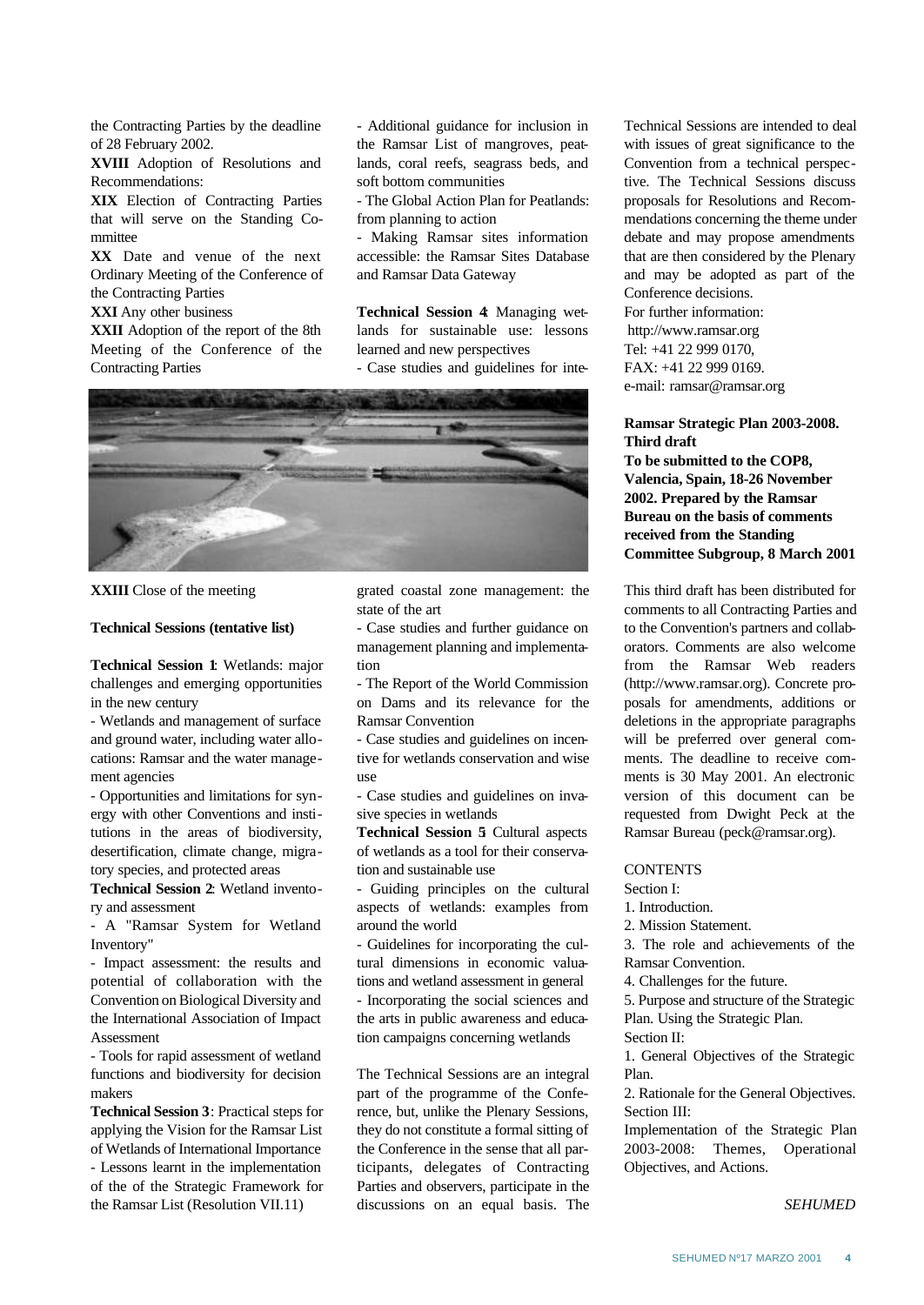the Contracting Parties by the deadline of 28 February 2002.

**XVIII** Adoption of Resolutions and Recommendations:

**XIX** Election of Contracting Parties that will serve on the Standing Committee

**XX** Date and venue of the next Ordinary Meeting of the Conference of the Contracting Parties

**XXI** Any other business

**XXII** Adoption of the report of the 8th Meeting of the Conference of the Contracting Parties

**XXIII** Close of the meeting

**Technical Sessions (tentative list)**

**Technical Session 1**: Wetlands: major challenges and emerging opportunities in the new century

- Wetlands and management of surface and ground water, including water allocations: Ramsar and the water management agencies
- Opportunities and limitations for synergy with other Conventions and institutions in the areas of biodiversity, desertification, climate change, migratory species, and protected areas

**Technical Session 2**: Wetland inventory and assessment

- A "Ramsar System for Wetland Inventory"
- Impact assessment: the results and potential of collaboration with the Convention on Biological Diversity and the International Association of Impact Assessment
- Tools for rapid assessment of wetland functions and biodiversity for decision makers

**Technical Session 3**: Practical steps for applying the Vision for the Ramsar List of Wetlands of International Importance

- Lessons learnt in the implementation of the of the Strategic Framework for the Ramsar List (Resolution VII.11)
- Additional guidance for inclusion in the Ramsar List of mangroves, peatlands, coral reefs, seagrass beds, and soft bottom communities
- The Global Action Plan for Peatlands: from planning to action
- Making Ramsar sites information accessible: the Ramsar Sites Database and Ramsar Data Gateway

**Technical Session 4**: Managing wetlands for sustainable use: lessons learned and new perspectives

- Case studies and guidelines for integrated coastal zone management: the state of the art
- Case studies and further guidance on management planning and implementation
- The Report of the World Commission on Dams and its relevance for the Ramsar Convention
- Case studies and guidelines on incentive for wetlands conservation and wise use
- Case studies and guidelines on invasive species in wetlands

**Technical Session 5**: Cultural aspects of wetlands as a tool for their conservation and sustainable use

- Guiding principles on the cultural aspects of wetlands: examples from around the world
- Guidelines for incorporating the cultural dimensions in economic valuations and wetland assessment in general
- Incorporating the social sciences and the arts in public awareness and education campaigns concerning wetlands

The Technical Sessions are an integral part of the programme of the Conference, but, unlike the Plenary Sessions, they do not constitute a formal sitting of the Conference in the sense that all participants, delegates of Contracting Parties and observers, participate in the discussions on an equal basis. The Technical Sessions are intended to deal with issues of great significance to the Convention from a technical perspective. The Technical Sessions discuss proposals for Resolutions and Recommendations concerning the theme under debate and may propose amendments that are then considered by the Plenary and may be adopted as part of the Conference decisions.

For further information:
http://www.ramsar.org
Tel: +41 22 999 0170,
FAX: +41 22 999 0169.
e-mail: ramsar@ramsar.org

**Ramsar Strategic Plan 2003-2008. Third draft**

**To be submitted to the COP8, Valencia, Spain, 18-26 November 2002. Prepared by the Ramsar Bureau on the basis of comments received from the Standing Committee Subgroup, 8 March 2001**

This third draft has been distributed for comments to all Contracting Parties and to the Convention's partners and collaborators. Comments are also welcome from the Ramsar Web readers (http://www.ramsar.org). Concrete proposals for amendments, additions or deletions in the appropriate paragraphs will be preferred over general comments. The deadline to receive comments is 30 May 2001. An electronic version of this document can be requested from Dwight Peck at the Ramsar Bureau (peck@ramsar.org).

CONTENTS

Section I:
1. Introduction.
2. Mission Statement.
3. The role and achievements of the Ramsar Convention.
4. Challenges for the future.
5. Purpose and structure of the Strategic Plan. Using the Strategic Plan.

Section II:
1. General Objectives of the Strategic Plan.
2. Rationale for the General Objectives.

Section III:
Implementation of the Strategic Plan 2003-2008: Themes, Operational Objectives, and Actions.

*SEHUMED*